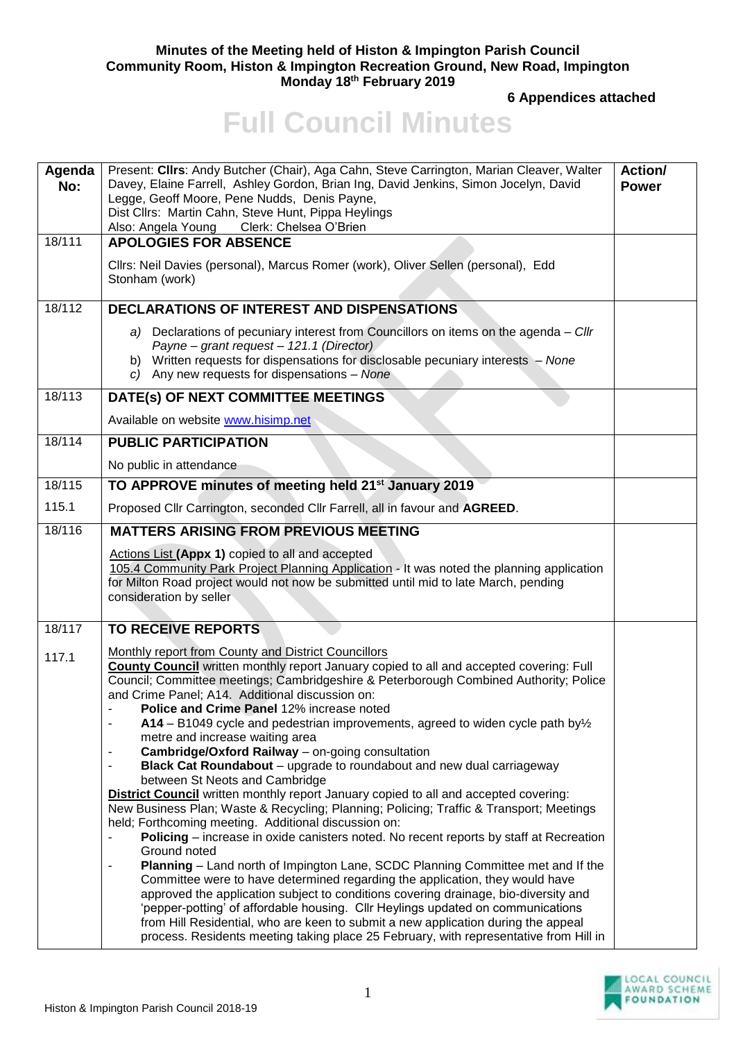**Minutes of the Meeting held of Histon & Impington Parish Council**
**Community Room, Histon & Impington Recreation Ground, New Road, Impington**
**Monday 18th February 2019**

**6 Appendices attached**

# Full Council Minutes

| Agenda No: | Present: **Cllrs**: Andy Butcher (Chair), Aga Cahn, Steve Carrington, Marian Cleaver, Walter Davey, Elaine Farrell, Ashley Gordon, Brian Ing, David Jenkins, Simon Jocelyn, David Legge, Geoff Moore, Pene Nudds, Denis Payne,<br>Dist Cllrs: Martin Cahn, Steve Hunt, Pippa Heylings<br>Also: Angela Young Clerk: Chelsea O'Brien | **Action/ Power** |
|---|---|---|
| 18/111 | **APOLOGIES FOR ABSENCE**<br><br>Cllrs: Neil Davies (personal), Marcus Romer (work), Oliver Sellen (personal), Edd Stonham (work) | |
| 18/112 | **DECLARATIONS OF INTEREST AND DISPENSATIONS**<br><br>a) Declarations of pecuniary interest from Councillors on items on the agenda – *Cllr Payne – grant request – 121.1 (Director)*<br>b) Written requests for dispensations for disclosable pecuniary interests – *None*<br>c) Any new requests for dispensations – *None* | |
| 18/113 | **DATE(s) OF NEXT COMMITTEE MEETINGS**<br><br>Available on website www.hisimp.net | |
| 18/114 | **PUBLIC PARTICIPATION**<br><br>No public in attendance | |
| 18/115 | **TO APPROVE minutes of meeting held 21st January 2019** | |
| 115.1 | Proposed Cllr Carrington, seconded Cllr Farrell, all in favour and **AGREED**. | |
| 18/116 | **MATTERS ARISING FROM PREVIOUS MEETING**<br><br>Actions List **(Appx 1)** copied to all and accepted<br>105.4 Community Park Project Planning Application - It was noted the planning application for Milton Road project would not now be submitted until mid to late March, pending consideration by seller | |
| 18/117 | **TO RECEIVE REPORTS** | |
| 117.1 | Monthly report from County and District Councillors<br>**County Council** written monthly report January copied to all and accepted covering: Full Council; Committee meetings; Cambridgeshire & Peterborough Combined Authority; Police and Crime Panel; A14. Additional discussion on:<br>- **Police and Crime Panel** 12% increase noted<br>- **A14** – B1049 cycle and pedestrian improvements, agreed to widen cycle path by½ metre and increase waiting area<br>- **Cambridge/Oxford Railway** – on-going consultation<br>- **Black Cat Roundabout** – upgrade to roundabout and new dual carriageway between St Neots and Cambridge<br>**District Council** written monthly report January copied to all and accepted covering: New Business Plan; Waste & Recycling; Planning; Policing; Traffic & Transport; Meetings held; Forthcoming meeting. Additional discussion on:<br>- **Policing** – increase in oxide canisters noted. No recent reports by staff at Recreation Ground noted<br>- **Planning** – Land north of Impington Lane, SCDC Planning Committee met and If the Committee were to have determined regarding the application, they would have approved the application subject to conditions covering drainage, bio-diversity and 'pepper-potting' of affordable housing. Cllr Heylings updated on communications from Hill Residential, who are keen to submit a new application during the appeal process. Residents meeting taking place 25 February, with representative from Hill in | |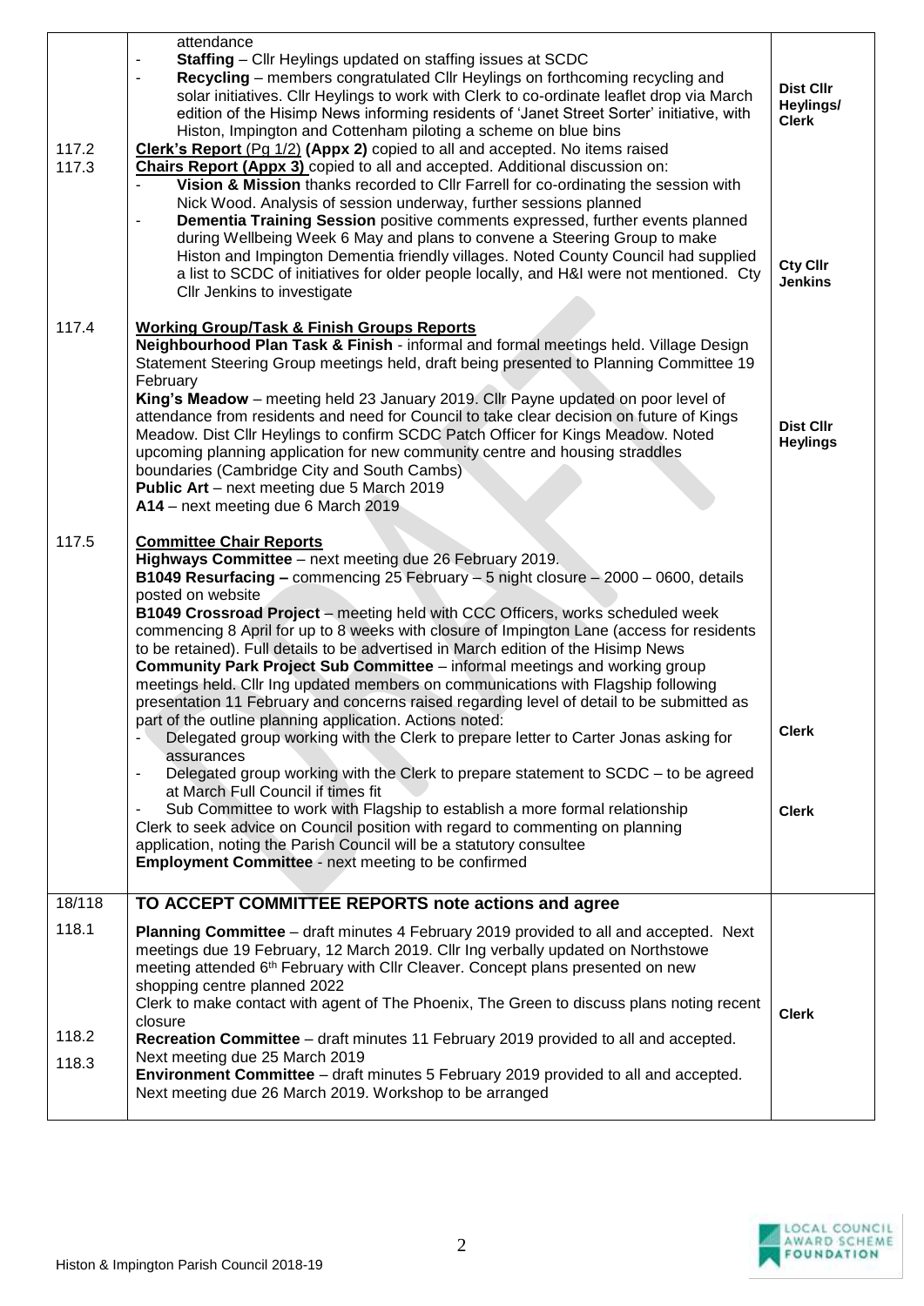| | | |
|---|---|---|
| | attendance<br>- **Staffing** – Cllr Heylings updated on staffing issues at SCDC<br>- **Recycling** – members congratulated Cllr Heylings on forthcoming recycling and solar initiatives. Cllr Heylings to work with Clerk to co-ordinate leaflet drop via March edition of the Hisimp News informing residents of 'Janet Street Sorter' initiative, with Histon, Impington and Cottenham piloting a scheme on blue bins | **Dist Cllr Heylings/ Clerk** |
| 117.2 | **Clerk's Report** (Pg 1/2) **(Appx 2)** copied to all and accepted. No items raised | |
| 117.3 | **Chairs Report (Appx 3)** copied to all and accepted. Additional discussion on:<br>- **Vision & Mission** thanks recorded to Cllr Farrell for co-ordinating the session with Nick Wood. Analysis of session underway, further sessions planned<br>- **Dementia Training Session** positive comments expressed, further events planned during Wellbeing Week 6 May and plans to convene a Steering Group to make Histon and Impington Dementia friendly villages. Noted County Council had supplied a list to SCDC of initiatives for older people locally, and H&I were not mentioned. Cty Cllr Jenkins to investigate | **Cty Cllr Jenkins** |
| 117.4 | **Working Group/Task & Finish Groups Reports**<br>**Neighbourhood Plan Task & Finish** - informal and formal meetings held. Village Design Statement Steering Group meetings held, draft being presented to Planning Committee 19 February<br>**King's Meadow** – meeting held 23 January 2019. Cllr Payne updated on poor level of attendance from residents and need for Council to take clear decision on future of Kings Meadow. Dist Cllr Heylings to confirm SCDC Patch Officer for Kings Meadow. Noted upcoming planning application for new community centre and housing straddles boundaries (Cambridge City and South Cambs)<br>**Public Art** – next meeting due 5 March 2019<br>**A14** – next meeting due 6 March 2019 | **Dist Cllr Heylings** |
| 117.5 | **Committee Chair Reports**<br>**Highways Committee** – next meeting due 26 February 2019.<br>**B1049 Resurfacing –** commencing 25 February – 5 night closure – 2000 – 0600, details posted on website<br>**B1049 Crossroad Project** – meeting held with CCC Officers, works scheduled week commencing 8 April for up to 8 weeks with closure of Impington Lane (access for residents to be retained). Full details to be advertised in March edition of the Hisimp News<br>**Community Park Project Sub Committee** – informal meetings and working group meetings held. Cllr Ing updated members on communications with Flagship following presentation 11 February and concerns raised regarding level of detail to be submitted as part of the outline planning application. Actions noted:<br>- Delegated group working with the Clerk to prepare letter to Carter Jonas asking for assurances<br>- Delegated group working with the Clerk to prepare statement to SCDC – to be agreed at March Full Council if times fit<br>- Sub Committee to work with Flagship to establish a more formal relationship<br>Clerk to seek advice on Council position with regard to commenting on planning application, noting the Parish Council will be a statutory consultee<br>**Employment Committee** - next meeting to be confirmed | **Clerk**<br><br>**Clerk** |
| 18/118 | **TO ACCEPT COMMITTEE REPORTS note actions and agree** | |
| 118.1 | **Planning Committee** – draft minutes 4 February 2019 provided to all and accepted. Next meetings due 19 February, 12 March 2019. Cllr Ing verbally updated on Northstowe meeting attended 6th February with Cllr Cleaver. Concept plans presented on new shopping centre planned 2022<br>Clerk to make contact with agent of The Phoenix, The Green to discuss plans noting recent closure | **Clerk** |
| 118.2 | **Recreation Committee** – draft minutes 11 February 2019 provided to all and accepted. Next meeting due 25 March 2019 | |
| 118.3 | **Environment Committee** – draft minutes 5 February 2019 provided to all and accepted. Next meeting due 26 March 2019. Workshop to be arranged | |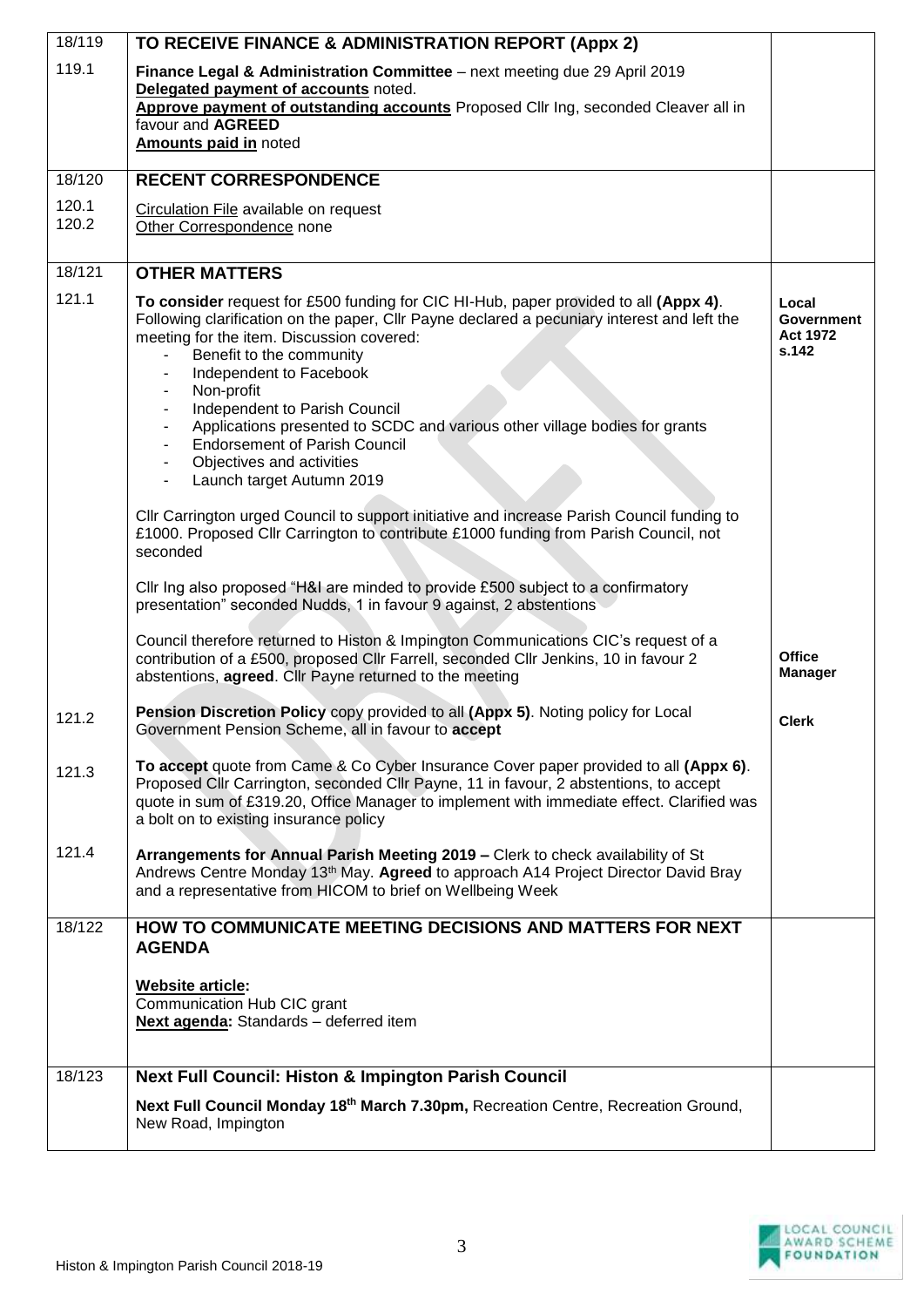| | | |
|---|---|---|
| 18/119 | **TO RECEIVE FINANCE & ADMINISTRATION REPORT (Appx 2)** | |
| 119.1 | **Finance Legal & Administration Committee** – next meeting due 29 April 2019<br>**Delegated payment of accounts** noted.<br>**Approve payment of outstanding accounts** Proposed Cllr Ing, seconded Cleaver all in favour and **AGREED**<br>**Amounts paid in** noted | |
| 18/120 | **RECENT CORRESPONDENCE** | |
| 120.1<br>120.2 | Circulation File available on request<br>Other Correspondence none | |
| 18/121 | **OTHER MATTERS** | |
| 121.1 | **To consider** request for £500 funding for CIC HI-Hub, paper provided to all **(Appx 4)**. Following clarification on the paper, Cllr Payne declared a pecuniary interest and left the meeting for the item. Discussion covered:<br>- Benefit to the community<br>- Independent to Facebook<br>- Non-profit<br>- Independent to Parish Council<br>- Applications presented to SCDC and various other village bodies for grants<br>- Endorsement of Parish Council<br>- Objectives and activities<br>- Launch target Autumn 2019<br><br>Cllr Carrington urged Council to support initiative and increase Parish Council funding to £1000. Proposed Cllr Carrington to contribute £1000 funding from Parish Council, not seconded<br><br>Cllr Ing also proposed "H&I are minded to provide £500 subject to a confirmatory presentation" seconded Nudds, 1 in favour 9 against, 2 abstentions<br><br>Council therefore returned to Histon & Impington Communications CIC's request of a contribution of a £500, proposed Cllr Farrell, seconded Cllr Jenkins, 10 in favour 2 abstentions, **agreed**. Cllr Payne returned to the meeting | **Local Government Act 1972 s.142**<br><br>**Office Manager** |
| 121.2 | **Pension Discretion Policy** copy provided to all **(Appx 5)**. Noting policy for Local Government Pension Scheme, all in favour to **accept** | **Clerk** |
| 121.3 | **To accept** quote from Came & Co Cyber Insurance Cover paper provided to all **(Appx 6)**. Proposed Cllr Carrington, seconded Cllr Payne, 11 in favour, 2 abstentions, to accept quote in sum of £319.20, Office Manager to implement with immediate effect. Clarified was a bolt on to existing insurance policy | |
| 121.4 | **Arrangements for Annual Parish Meeting 2019 –** Clerk to check availability of St Andrews Centre Monday 13th May. **Agreed** to approach A14 Project Director David Bray and a representative from HICOM to brief on Wellbeing Week | |
| 18/122 | **HOW TO COMMUNICATE MEETING DECISIONS AND MATTERS FOR NEXT AGENDA**<br><br>**Website article:**<br>Communication Hub CIC grant<br>**Next agenda:** Standards – deferred item | |
| 18/123 | **Next Full Council: Histon & Impington Parish Council** | |
| | **Next Full Council Monday 18th March 7.30pm,** Recreation Centre, Recreation Ground, New Road, Impington | |

Histon & Impington Parish Council 2018-19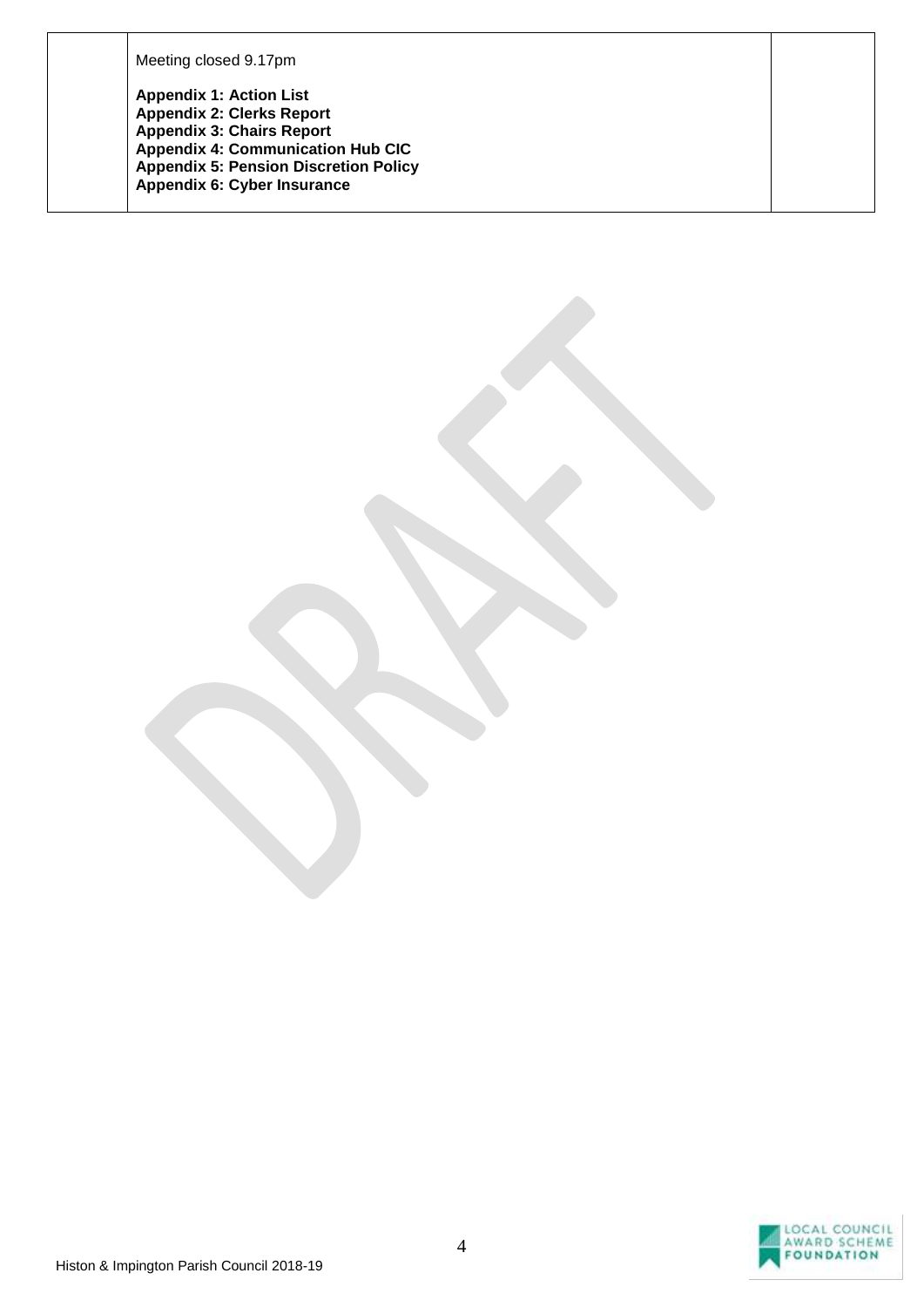| | | |
|---|---|---|
| | Meeting closed 9.17pm<br><br>**Appendix 1: Action List**<br>**Appendix 2: Clerks Report**<br>**Appendix 3: Chairs Report**<br>**Appendix 4: Communication Hub CIC**<br>**Appendix 5: Pension Discretion Policy**<br>**Appendix 6: Cyber Insurance** | |